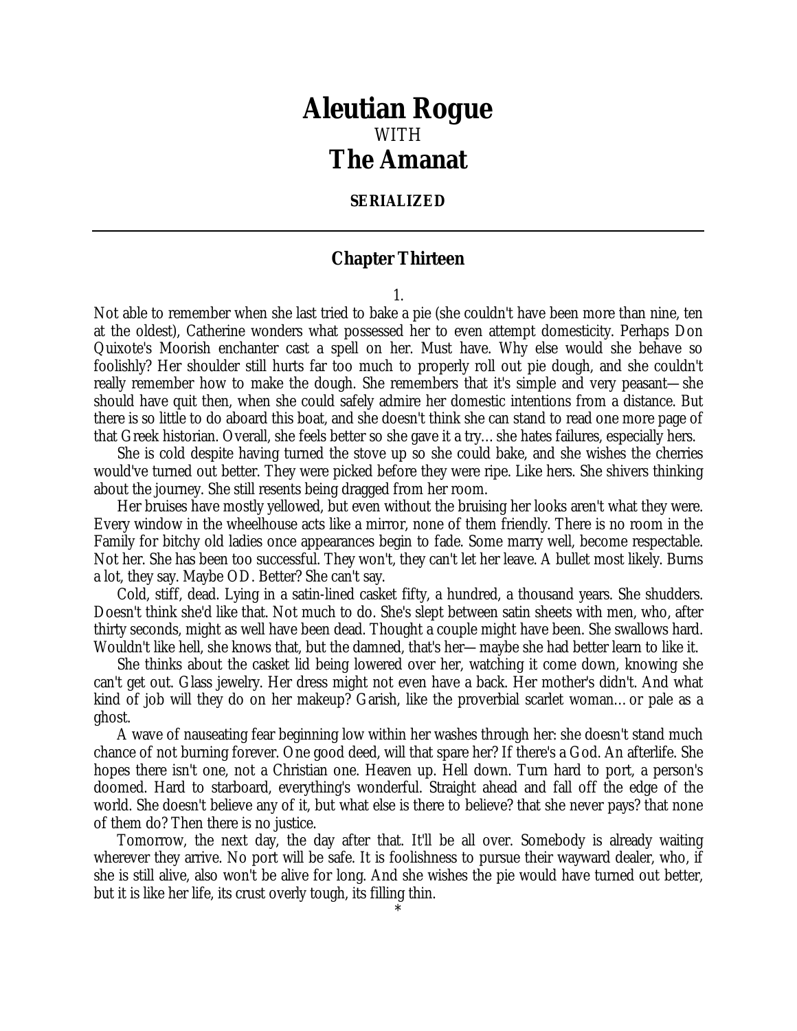# Aleutian Rogue
WITH
# The Amanat

**SERIALIZED**

---

## Chapter Thirteen

1.

Not able to remember when she last tried to bake a pie (she couldn't have been more than nine, ten at the oldest), Catherine wonders what possessed her to even attempt domesticity. Perhaps Don Quixote's Moorish enchanter cast a spell on her. Must have. Why else would she behave so foolishly? Her shoulder still hurts far too much to properly roll out pie dough, and she couldn't really remember how to make the dough. She remembers that it's simple and very peasant—she should have quit then, when she could safely admire her domestic intentions from a distance. But there is so little to do aboard this boat, and she doesn't think she can stand to read one more page of that Greek historian. Overall, she feels better so she gave it a try… she hates failures, especially hers.

She is cold despite having turned the stove up so she could bake, and she wishes the cherries would've turned out better. They were picked before they were ripe. Like hers. She shivers thinking about the journey. She still resents being dragged from her room.

Her bruises have mostly yellowed, but even without the bruising her looks aren't what they were. Every window in the wheelhouse acts like a mirror, none of them friendly. There is no room in the Family for bitchy old ladies once appearances begin to fade. Some marry well, become respectable. Not her. She has been too successful. They won't, they can't let her leave. A bullet most likely. Burns a lot, they say. Maybe OD. Better? She can't say.

Cold, stiff, dead. Lying in a satin-lined casket fifty, a hundred, a thousand years. She shudders. Doesn't think she'd like that. Not much to do. She's slept between satin sheets with men, who, after thirty seconds, might as well have been dead. Thought a couple might have been. She swallows hard. Wouldn't like hell, she knows that, but the damned, that's her—maybe she had better learn to like it.

She thinks about the casket lid being lowered over her, watching it come down, knowing she can't get out. Glass jewelry. Her dress might not even have a back. Her mother's didn't. And what kind of job will they do on her makeup? Garish, like the proverbial scarlet woman… or pale as a ghost.

A wave of nauseating fear beginning low within her washes through her: she doesn't stand much chance of not burning forever. One good deed, will that spare her? If there's a God. An afterlife. She hopes there isn't one, not a Christian one. Heaven up. Hell down. Turn hard to port, a person's doomed. Hard to starboard, everything's wonderful. Straight ahead and fall off the edge of the world. She doesn't believe any of it, but what else is there to believe? that she never pays? that none of them do? Then there is no justice.

Tomorrow, the next day, the day after that. It'll be all over. Somebody is already waiting wherever they arrive. No port will be safe. It is foolishness to pursue their wayward dealer, who, if she is still alive, also won't be alive for long. And she wishes the pie would have turned out better, but it is like her life, its crust overly tough, its filling thin.

*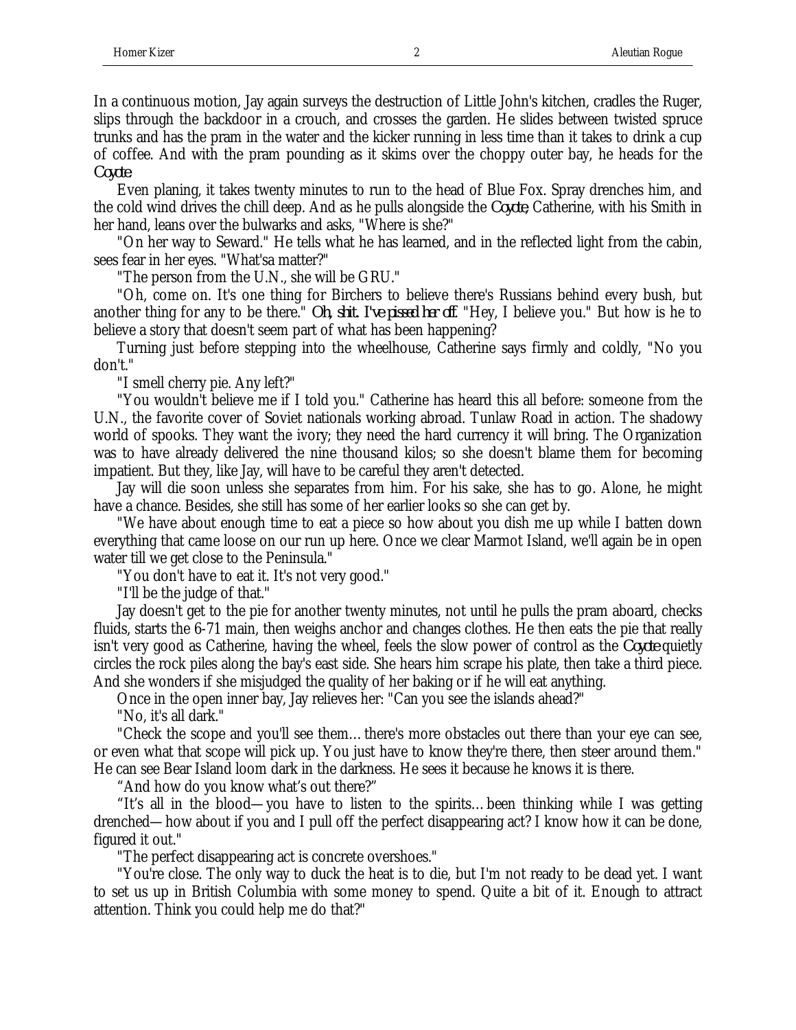In a continuous motion, Jay again surveys the destruction of Little John's kitchen, cradles the Ruger, slips through the backdoor in a crouch, and crosses the garden. He slides between twisted spruce trunks and has the pram in the water and the kicker running in less time than it takes to drink a cup of coffee. And with the pram pounding as it skims over the choppy outer bay, he heads for the *Coyote*.

Even planing, it takes twenty minutes to run to the head of Blue Fox. Spray drenches him, and the cold wind drives the chill deep. And as he pulls alongside the *Coyote*, Catherine, with his Smith in her hand, leans over the bulwarks and asks, "Where is she?"

"On her way to Seward." He tells what he has learned, and in the reflected light from the cabin, sees fear in her eyes. "What'sa matter?"

"The person from the U.N., she will be GRU."

"Oh, come on. It's one thing for Birchers to believe there's Russians behind every bush, but another thing for any to be there." *Oh, shit. I've pissed her off.* "Hey, I believe you." But how is he to believe a story that doesn't seem part of what has been happening?

Turning just before stepping into the wheelhouse, Catherine says firmly and coldly, "No you don't."

"I smell cherry pie. Any left?"

"You wouldn't believe me if I told you." Catherine has heard this all before: someone from the U.N., the favorite cover of Soviet nationals working abroad. Tunlaw Road in action. The shadowy world of spooks. They want the ivory; they need the hard currency it will bring. The Organization was to have already delivered the nine thousand kilos; so she doesn't blame them for becoming impatient. But they, like Jay, will have to be careful they aren't detected.

Jay will die soon unless she separates from him. For his sake, she has to go. Alone, he might have a chance. Besides, she still has some of her earlier looks so she can get by.

"We have about enough time to eat a piece so how about you dish me up while I batten down everything that came loose on our run up here. Once we clear Marmot Island, we'll again be in open water till we get close to the Peninsula."

"You don't have to eat it. It's not very good."

"I'll be the judge of that."

Jay doesn't get to the pie for another twenty minutes, not until he pulls the pram aboard, checks fluids, starts the 6-71 main, then weighs anchor and changes clothes. He then eats the pie that really isn't very good as Catherine, having the wheel, feels the slow power of control as the *Coyote* quietly circles the rock piles along the bay's east side. She hears him scrape his plate, then take a third piece. And she wonders if she misjudged the quality of her baking or if he will eat anything.

Once in the open inner bay, Jay relieves her: "Can you see the islands ahead?"

"No, it's all dark."

"Check the scope and you'll see them… there's more obstacles out there than your eye can see, or even what that scope will pick up. You just have to know they're there, then steer around them." He can see Bear Island loom dark in the darkness. He sees it because he knows it is there.

"And how do you know what's out there?"

"It's all in the blood—you have to listen to the spirits… been thinking while I was getting drenched—how about if you and I pull off the perfect disappearing act? I know how it can be done, figured it out."

"The perfect disappearing act is concrete overshoes."

"You're close. The only way to duck the heat is to die, but I'm not ready to be dead yet. I want to set us up in British Columbia with some money to spend. Quite a bit of it. Enough to attract attention. Think you could help me do that?"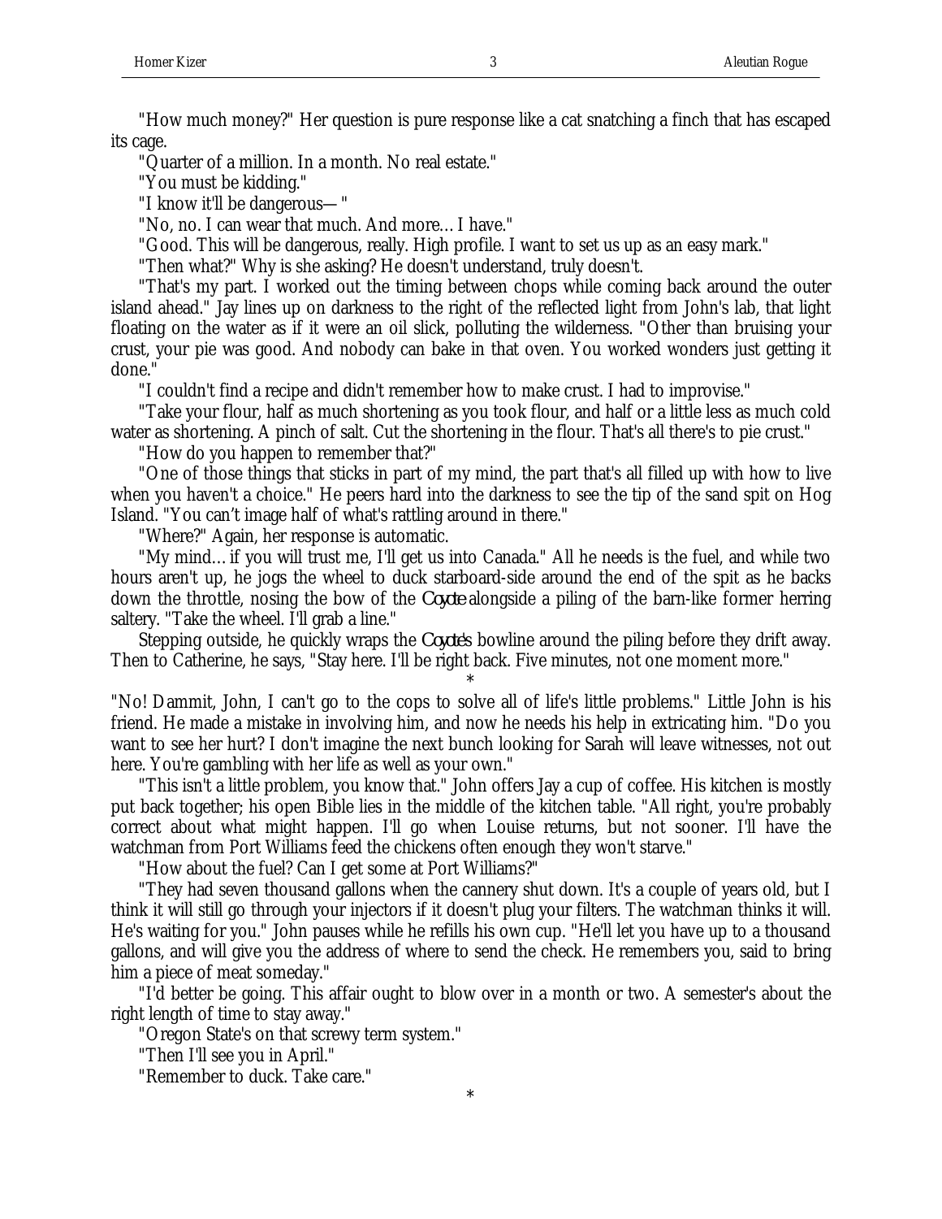"How much money?" Her question is pure response like a cat snatching a finch that has escaped its cage.

"Quarter of a million. In a month. No real estate."

"You must be kidding."

"I know it'll be dangerous— "

"No, no. I can wear that much. And more… I have."

"Good. This will be dangerous, really. High profile. I want to set us up as an easy mark."

"Then what?" Why is she asking? He doesn't understand, truly doesn't.

"That's my part. I worked out the timing between chops while coming back around the outer island ahead." Jay lines up on darkness to the right of the reflected light from John's lab, that light floating on the water as if it were an oil slick, polluting the wilderness. "Other than bruising your crust, your pie was good. And nobody can bake in that oven. You worked wonders just getting it done."

"I couldn't find a recipe and didn't remember how to make crust. I had to improvise."

"Take your flour, half as much shortening as you took flour, and half or a little less as much cold water as shortening. A pinch of salt. Cut the shortening in the flour. That's all there's to pie crust."

"How do you happen to remember that?"

"One of those things that sticks in part of my mind, the part that's all filled up with how to live when you haven't a choice." He peers hard into the darkness to see the tip of the sand spit on Hog Island. "You can't image half of what's rattling around in there."

"Where?" Again, her response is automatic.

"My mind… if you will trust me, I'll get us into Canada." All he needs is the fuel, and while two hours aren't up, he jogs the wheel to duck starboard-side around the end of the spit as he backs down the throttle, nosing the bow of the *Coyote* alongside a piling of the barn-like former herring saltery. "Take the wheel. I'll grab a line."

Stepping outside, he quickly wraps the *Coyote's* bowline around the piling before they drift away. Then to Catherine, he says, "Stay here. I'll be right back. Five minutes, not one moment more."

*

"No! Dammit, John, I can't go to the cops to solve all of life's little problems." Little John is his friend. He made a mistake in involving him, and now he needs his help in extricating him. "Do you want to see her hurt? I don't imagine the next bunch looking for Sarah will leave witnesses, not out here. You're gambling with her life as well as your own."

"This isn't a little problem, you know that." John offers Jay a cup of coffee. His kitchen is mostly put back together; his open Bible lies in the middle of the kitchen table. "All right, you're probably correct about what might happen. I'll go when Louise returns, but not sooner. I'll have the watchman from Port Williams feed the chickens often enough they won't starve."

"How about the fuel? Can I get some at Port Williams?"

"They had seven thousand gallons when the cannery shut down. It's a couple of years old, but I think it will still go through your injectors if it doesn't plug your filters. The watchman thinks it will. He's waiting for you." John pauses while he refills his own cup. "He'll let you have up to a thousand gallons, and will give you the address of where to send the check. He remembers you, said to bring him a piece of meat someday."

"I'd better be going. This affair ought to blow over in a month or two. A semester's about the right length of time to stay away."

"Oregon State's on that screwy term system."

"Then I'll see you in April."

"Remember to duck. Take care."

*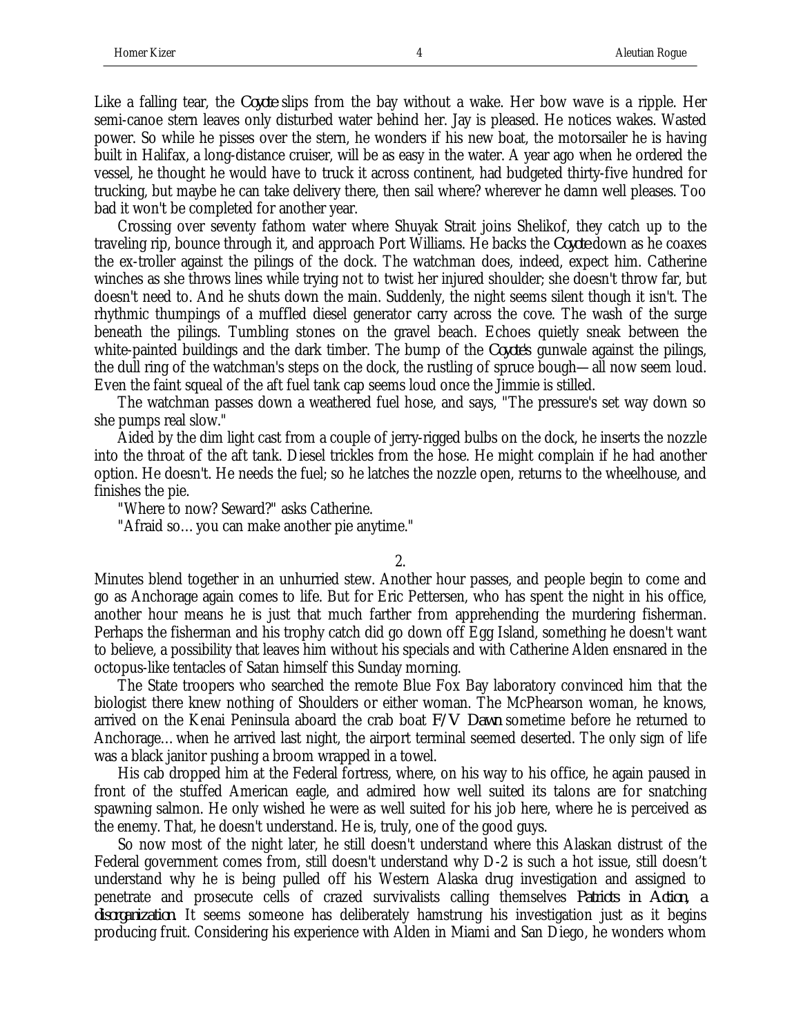Like a falling tear, the *Coyote* slips from the bay without a wake. Her bow wave is a ripple. Her semi-canoe stern leaves only disturbed water behind her. Jay is pleased. He notices wakes. Wasted power. So while he pisses over the stern, he wonders if his new boat, the motorsailer he is having built in Halifax, a long-distance cruiser, will be as easy in the water. A year ago when he ordered the vessel, he thought he would have to truck it across continent, had budgeted thirty-five hundred for trucking, but maybe he can take delivery there, then sail where? wherever he damn well pleases. Too bad it won't be completed for another year.

Crossing over seventy fathom water where Shuyak Strait joins Shelikof, they catch up to the traveling rip, bounce through it, and approach Port Williams. He backs the *Coyote* down as he coaxes the ex-troller against the pilings of the dock. The watchman does, indeed, expect him. Catherine winches as she throws lines while trying not to twist her injured shoulder; she doesn't throw far, but doesn't need to. And he shuts down the main. Suddenly, the night seems silent though it isn't. The rhythmic thumpings of a muffled diesel generator carry across the cove. The wash of the surge beneath the pilings. Tumbling stones on the gravel beach. Echoes quietly sneak between the white-painted buildings and the dark timber. The bump of the *Coyote's* gunwale against the pilings, the dull ring of the watchman's steps on the dock, the rustling of spruce bough—all now seem loud. Even the faint squeal of the aft fuel tank cap seems loud once the Jimmie is stilled.

The watchman passes down a weathered fuel hose, and says, "The pressure's set way down so she pumps real slow."

Aided by the dim light cast from a couple of jerry-rigged bulbs on the dock, he inserts the nozzle into the throat of the aft tank. Diesel trickles from the hose. He might complain if he had another option. He doesn't. He needs the fuel; so he latches the nozzle open, returns to the wheelhouse, and finishes the pie.

"Where to now? Seward?" asks Catherine.

"Afraid so… you can make another pie anytime."

2.

Minutes blend together in an unhurried stew. Another hour passes, and people begin to come and go as Anchorage again comes to life. But for Eric Pettersen, who has spent the night in his office, another hour means he is just that much farther from apprehending the murdering fisherman. Perhaps the fisherman and his trophy catch did go down off Egg Island, something he doesn't want to believe, a possibility that leaves him without his specials and with Catherine Alden ensnared in the octopus-like tentacles of Satan himself this Sunday morning.

The State troopers who searched the remote Blue Fox Bay laboratory convinced him that the biologist there knew nothing of Shoulders or either woman. The McPhearson woman, he knows, arrived on the Kenai Peninsula aboard the crab boat *F/V Dawn* sometime before he returned to Anchorage… when he arrived last night, the airport terminal seemed deserted. The only sign of life was a black janitor pushing a broom wrapped in a towel.

His cab dropped him at the Federal fortress, where, on his way to his office, he again paused in front of the stuffed American eagle, and admired how well suited its talons are for snatching spawning salmon. He only wished he were as well suited for his job here, where he is perceived as the enemy. That, he doesn't understand. He is, truly, one of the good guys.

So now most of the night later, he still doesn't understand where this Alaskan distrust of the Federal government comes from, still doesn't understand why D-2 is such a hot issue, still doesn't understand why he is being pulled off his Western Alaska drug investigation and assigned to penetrate and prosecute cells of crazed survivalists calling themselves *Patriots in Action, a disorganization*. It seems someone has deliberately hamstrung his investigation just as it begins producing fruit. Considering his experience with Alden in Miami and San Diego, he wonders whom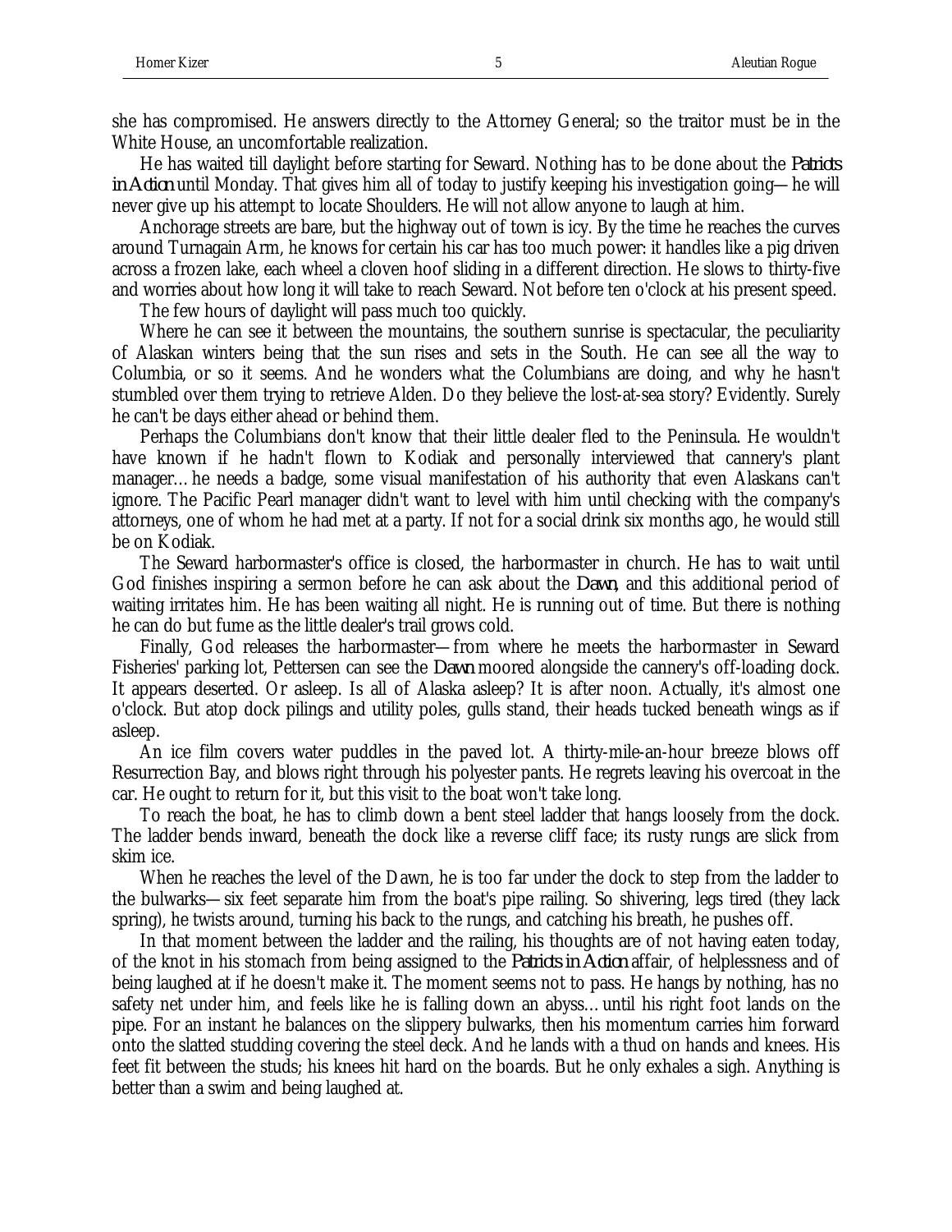she has compromised. He answers directly to the Attorney General; so the traitor must be in the White House, an uncomfortable realization.

He has waited till daylight before starting for Seward. Nothing has to be done about the *Patriots in Action* until Monday. That gives him all of today to justify keeping his investigation going—he will never give up his attempt to locate Shoulders. He will not allow anyone to laugh at him.

Anchorage streets are bare, but the highway out of town is icy. By the time he reaches the curves around Turnagain Arm, he knows for certain his car has too much power: it handles like a pig driven across a frozen lake, each wheel a cloven hoof sliding in a different direction. He slows to thirty-five and worries about how long it will take to reach Seward. Not before ten o'clock at his present speed.

The few hours of daylight will pass much too quickly.

Where he can see it between the mountains, the southern sunrise is spectacular, the peculiarity of Alaskan winters being that the sun rises and sets in the South. He can see all the way to Columbia, or so it seems. And he wonders what the Columbians are doing, and why he hasn't stumbled over them trying to retrieve Alden. Do they believe the lost-at-sea story? Evidently. Surely he can't be days either ahead or behind them.

Perhaps the Columbians don't know that their little dealer fled to the Peninsula. He wouldn't have known if he hadn't flown to Kodiak and personally interviewed that cannery's plant manager…he needs a badge, some visual manifestation of his authority that even Alaskans can't ignore. The Pacific Pearl manager didn't want to level with him until checking with the company's attorneys, one of whom he had met at a party. If not for a social drink six months ago, he would still be on Kodiak.

The Seward harbormaster's office is closed, the harbormaster in church. He has to wait until God finishes inspiring a sermon before he can ask about the *Dawn*, and this additional period of waiting irritates him. He has been waiting all night. He is running out of time. But there is nothing he can do but fume as the little dealer's trail grows cold.

Finally, God releases the harbormaster—from where he meets the harbormaster in Seward Fisheries' parking lot, Pettersen can see the *Dawn* moored alongside the cannery's off-loading dock. It appears deserted. Or asleep. Is all of Alaska asleep? It is after noon. Actually, it's almost one o'clock. But atop dock pilings and utility poles, gulls stand, their heads tucked beneath wings as if asleep.

An ice film covers water puddles in the paved lot. A thirty-mile-an-hour breeze blows off Resurrection Bay, and blows right through his polyester pants. He regrets leaving his overcoat in the car. He ought to return for it, but this visit to the boat won't take long.

To reach the boat, he has to climb down a bent steel ladder that hangs loosely from the dock. The ladder bends inward, beneath the dock like a reverse cliff face; its rusty rungs are slick from skim ice.

When he reaches the level of the Dawn, he is too far under the dock to step from the ladder to the bulwarks—six feet separate him from the boat's pipe railing. So shivering, legs tired (they lack spring), he twists around, turning his back to the rungs, and catching his breath, he pushes off.

In that moment between the ladder and the railing, his thoughts are of not having eaten today, of the knot in his stomach from being assigned to the *Patriots in Action* affair, of helplessness and of being laughed at if he doesn't make it. The moment seems not to pass. He hangs by nothing, has no safety net under him, and feels like he is falling down an abyss…until his right foot lands on the pipe. For an instant he balances on the slippery bulwarks, then his momentum carries him forward onto the slatted studding covering the steel deck. And he lands with a thud on hands and knees. His feet fit between the studs; his knees hit hard on the boards. But he only exhales a sigh. Anything is better than a swim and being laughed at.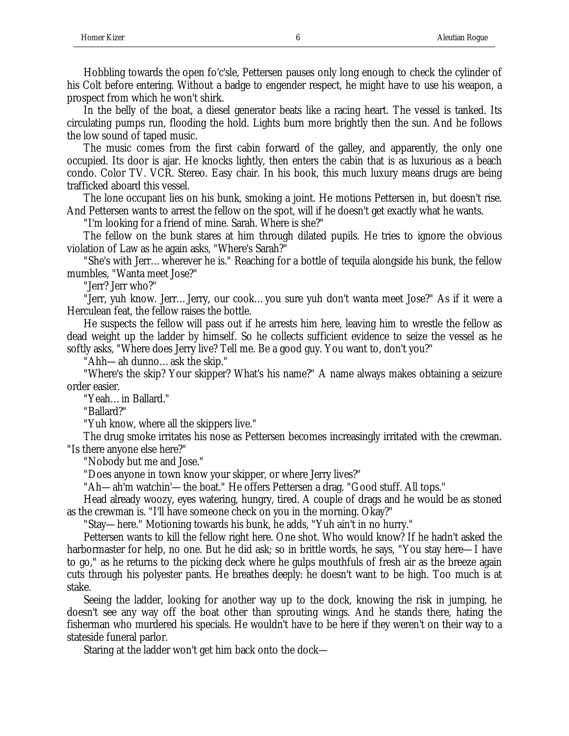Hobbling towards the open fo'c'sle, Pettersen pauses only long enough to check the cylinder of his Colt before entering. Without a badge to engender respect, he might have to use his weapon, a prospect from which he won't shirk.

In the belly of the boat, a diesel generator beats like a racing heart. The vessel is tanked. Its circulating pumps run, flooding the hold. Lights burn more brightly then the sun. And he follows the low sound of taped music.

The music comes from the first cabin forward of the galley, and apparently, the only one occupied. Its door is ajar. He knocks lightly, then enters the cabin that is as luxurious as a beach condo. Color TV. VCR. Stereo. Easy chair. In his book, this much luxury means drugs are being trafficked aboard this vessel.

The lone occupant lies on his bunk, smoking a joint. He motions Pettersen in, but doesn't rise. And Pettersen wants to arrest the fellow on the spot, will if he doesn't get exactly what he wants.

"I'm looking for a friend of mine. Sarah. Where is she?"

The fellow on the bunk stares at him through dilated pupils. He tries to ignore the obvious violation of Law as he again asks, "Where's Sarah?"

"She's with Jerr… wherever he is." Reaching for a bottle of tequila alongside his bunk, the fellow mumbles, "Wanta meet Jose?"

"Jerr? Jerr who?"

"Jerr, yuh know. Jerr… Jerry, our cook… you sure yuh don't wanta meet Jose?" As if it were a Herculean feat, the fellow raises the bottle.

He suspects the fellow will pass out if he arrests him here, leaving him to wrestle the fellow as dead weight up the ladder by himself. So he collects sufficient evidence to seize the vessel as he softly asks, "Where does Jerry live? Tell me. Be a good guy. You want to, don't you?"

"Ahh—ah dunno… ask the skip."

"Where's the skip? Your skipper? What's his name?" A name always makes obtaining a seizure order easier.

"Yeah… in Ballard."

"Ballard?"

"Yuh know, where all the skippers live."

The drug smoke irritates his nose as Pettersen becomes increasingly irritated with the crewman. "Is there anyone else here?"

"Nobody but me and Jose."

"Does anyone in town know your skipper, or where Jerry lives?"

"Ah—ah'm watchin'—the boat." He offers Pettersen a drag. "Good stuff. All tops."

Head already woozy, eyes watering, hungry, tired. A couple of drags and he would be as stoned as the crewman is. "I'll have someone check on you in the morning. Okay?"

"Stay—here." Motioning towards his bunk, he adds, "Yuh ain't in no hurry."

Pettersen wants to kill the fellow right here. One shot. Who would know? If he hadn't asked the harbormaster for help, no one. But he did ask; so in brittle words, he says, "You stay here—I have to go," as he returns to the picking deck where he gulps mouthfuls of fresh air as the breeze again cuts through his polyester pants. He breathes deeply: he doesn't want to be high. Too much is at stake.

Seeing the ladder, looking for another way up to the dock, knowing the risk in jumping, he doesn't see any way off the boat other than sprouting wings. And he stands there, hating the fisherman who murdered his specials. He wouldn't have to be here if they weren't on their way to a stateside funeral parlor.

Staring at the ladder won't get him back onto the dock—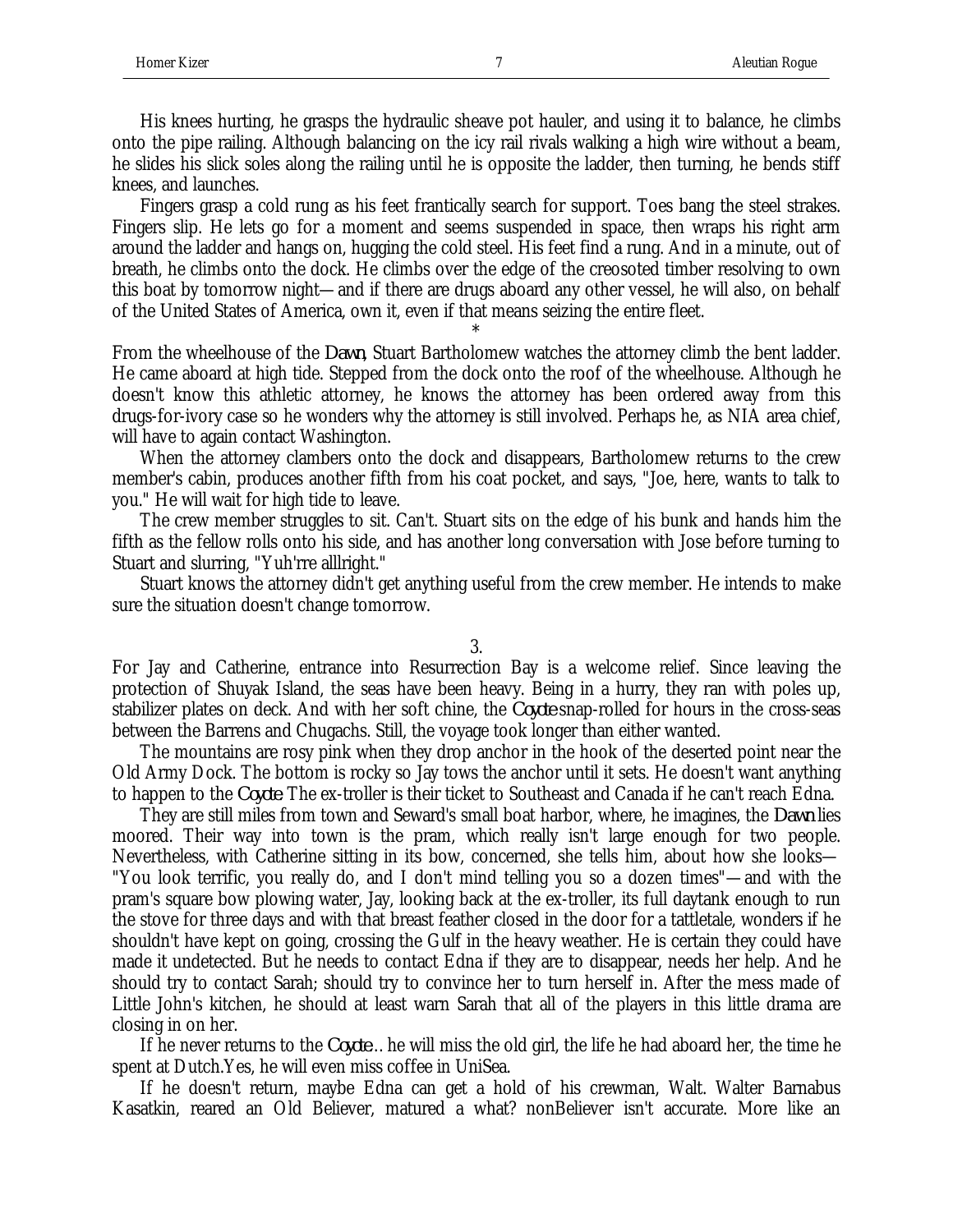His knees hurting, he grasps the hydraulic sheave pot hauler, and using it to balance, he climbs onto the pipe railing. Although balancing on the icy rail rivals walking a high wire without a beam, he slides his slick soles along the railing until he is opposite the ladder, then turning, he bends stiff knees, and launches.

Fingers grasp a cold rung as his feet frantically search for support. Toes bang the steel strakes. Fingers slip. He lets go for a moment and seems suspended in space, then wraps his right arm around the ladder and hangs on, hugging the cold steel. His feet find a rung. And in a minute, out of breath, he climbs onto the dock. He climbs over the edge of the creosoted timber resolving to own this boat by tomorrow night—and if there are drugs aboard any other vessel, he will also, on behalf of the United States of America, own it, even if that means seizing the entire fleet.

*

From the wheelhouse of the *Dawn*, Stuart Bartholomew watches the attorney climb the bent ladder. He came aboard at high tide. Stepped from the dock onto the roof of the wheelhouse. Although he doesn't know this athletic attorney, he knows the attorney has been ordered away from this drugs-for-ivory case so he wonders why the attorney is still involved. Perhaps he, as NIA area chief, will have to again contact Washington.

When the attorney clambers onto the dock and disappears, Bartholomew returns to the crew member's cabin, produces another fifth from his coat pocket, and says, "Joe, here, wants to talk to you." He will wait for high tide to leave.

The crew member struggles to sit. Can't. Stuart sits on the edge of his bunk and hands him the fifth as the fellow rolls onto his side, and has another long conversation with Jose before turning to Stuart and slurring, "Yuh'rre alllright."

Stuart knows the attorney didn't get anything useful from the crew member. He intends to make sure the situation doesn't change tomorrow.

3.

For Jay and Catherine, entrance into Resurrection Bay is a welcome relief. Since leaving the protection of Shuyak Island, the seas have been heavy. Being in a hurry, they ran with poles up, stabilizer plates on deck. And with her soft chine, the *Coyote* snap-rolled for hours in the cross-seas between the Barrens and Chugachs. Still, the voyage took longer than either wanted.

The mountains are rosy pink when they drop anchor in the hook of the deserted point near the Old Army Dock. The bottom is rocky so Jay tows the anchor until it sets. He doesn't want anything to happen to the *Coyote*. The ex-troller is their ticket to Southeast and Canada if he can't reach Edna.

They are still miles from town and Seward's small boat harbor, where, he imagines, the *Dawn* lies moored. Their way into town is the pram, which really isn't large enough for two people. Nevertheless, with Catherine sitting in its bow, concerned, she tells him, about how she looks—"You look terrific, you really do, and I don't mind telling you so a dozen times"—and with the pram's square bow plowing water, Jay, looking back at the ex-troller, its full daytank enough to run the stove for three days and with that breast feather closed in the door for a tattletale, wonders if he shouldn't have kept on going, crossing the Gulf in the heavy weather. He is certain they could have made it undetected. But he needs to contact Edna if they are to disappear, needs her help. And he should try to contact Sarah; should try to convince her to turn herself in. After the mess made of Little John's kitchen, he should at least warn Sarah that all of the players in this little drama are closing in on her.

If he never returns to the *Coyote*... he will miss the old girl, the life he had aboard her, the time he spent at Dutch.Yes, he will even miss coffee in UniSea.

If he doesn't return, maybe Edna can get a hold of his crewman, Walt. Walter Barnabus Kasatkin, reared an Old Believer, matured a what? nonBeliever isn't accurate. More like an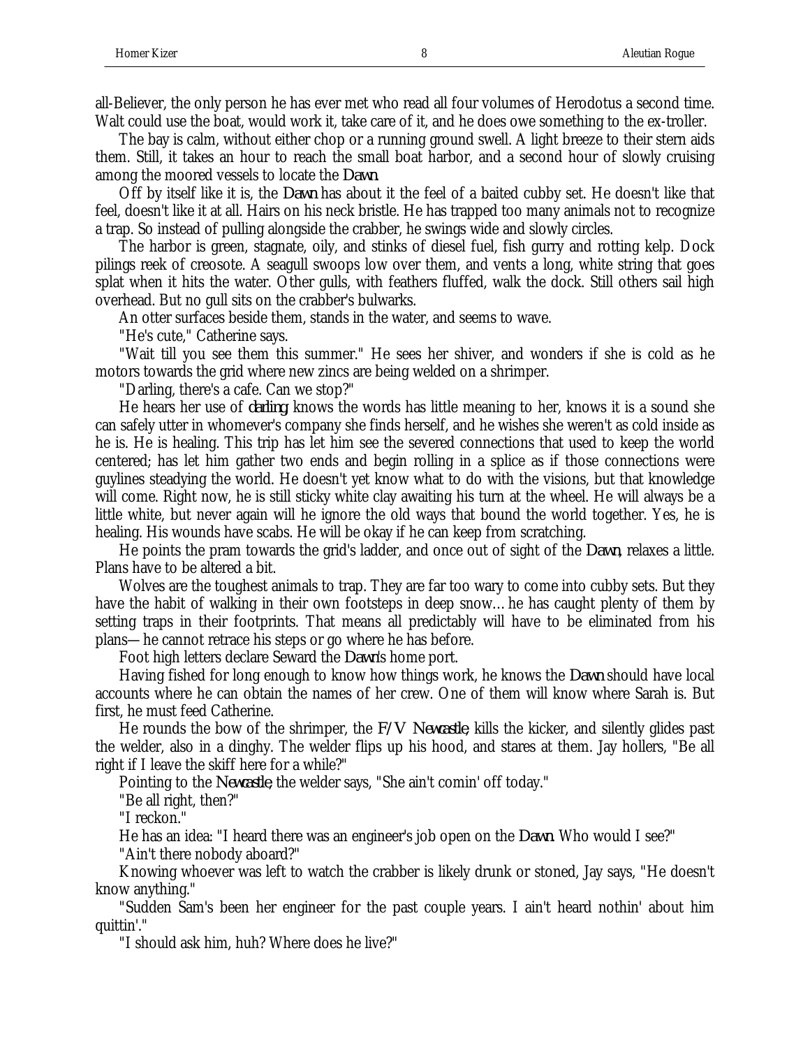all-Believer, the only person he has ever met who read all four volumes of Herodotus a second time. Walt could use the boat, would work it, take care of it, and he does owe something to the ex-troller.

The bay is calm, without either chop or a running ground swell. A light breeze to their stern aids them. Still, it takes an hour to reach the small boat harbor, and a second hour of slowly cruising among the moored vessels to locate the *Dawn*.

Off by itself like it is, the *Dawn* has about it the feel of a baited cubby set. He doesn't like that feel, doesn't like it at all. Hairs on his neck bristle. He has trapped too many animals not to recognize a trap. So instead of pulling alongside the crabber, he swings wide and slowly circles.

The harbor is green, stagnate, oily, and stinks of diesel fuel, fish gurry and rotting kelp. Dock pilings reek of creosote. A seagull swoops low over them, and vents a long, white string that goes splat when it hits the water. Other gulls, with feathers fluffed, walk the dock. Still others sail high overhead. But no gull sits on the crabber's bulwarks.

An otter surfaces beside them, stands in the water, and seems to wave.

"He's cute," Catherine says.

"Wait till you see them this summer." He sees her shiver, and wonders if she is cold as he motors towards the grid where new zincs are being welded on a shrimper.

"Darling, there's a cafe. Can we stop?"

He hears her use of *darling*; knows the words has little meaning to her, knows it is a sound she can safely utter in whomever's company she finds herself, and he wishes she weren't as cold inside as he is. He is healing. This trip has let him see the severed connections that used to keep the world centered; has let him gather two ends and begin rolling in a splice as if those connections were guylines steadying the world. He doesn't yet know what to do with the visions, but that knowledge will come. Right now, he is still sticky white clay awaiting his turn at the wheel. He will always be a little white, but never again will he ignore the old ways that bound the world together. Yes, he is healing. His wounds have scabs. He will be okay if he can keep from scratching.

He points the pram towards the grid's ladder, and once out of sight of the *Dawn*, relaxes a little. Plans have to be altered a bit.

Wolves are the toughest animals to trap. They are far too wary to come into cubby sets. But they have the habit of walking in their own footsteps in deep snow... he has caught plenty of them by setting traps in their footprints. That means all predictably will have to be eliminated from his plans—he cannot retrace his steps or go where he has before.

Foot high letters declare Seward the *Dawn*'s home port.

Having fished for long enough to know how things work, he knows the *Dawn* should have local accounts where he can obtain the names of her crew. One of them will know where Sarah is. But first, he must feed Catherine.

He rounds the bow of the shrimper, the *F/V Newcastle*, kills the kicker, and silently glides past the welder, also in a dinghy. The welder flips up his hood, and stares at them. Jay hollers, "Be all right if I leave the skiff here for a while?"

Pointing to the *Newcastle*, the welder says, "She ain't comin' off today."

"Be all right, then?"

"I reckon."

He has an idea: "I heard there was an engineer's job open on the *Dawn*. Who would I see?"

"Ain't there nobody aboard?"

Knowing whoever was left to watch the crabber is likely drunk or stoned, Jay says, "He doesn't know anything."

"Sudden Sam's been her engineer for the past couple years. I ain't heard nothin' about him quittin'."

"I should ask him, huh? Where does he live?"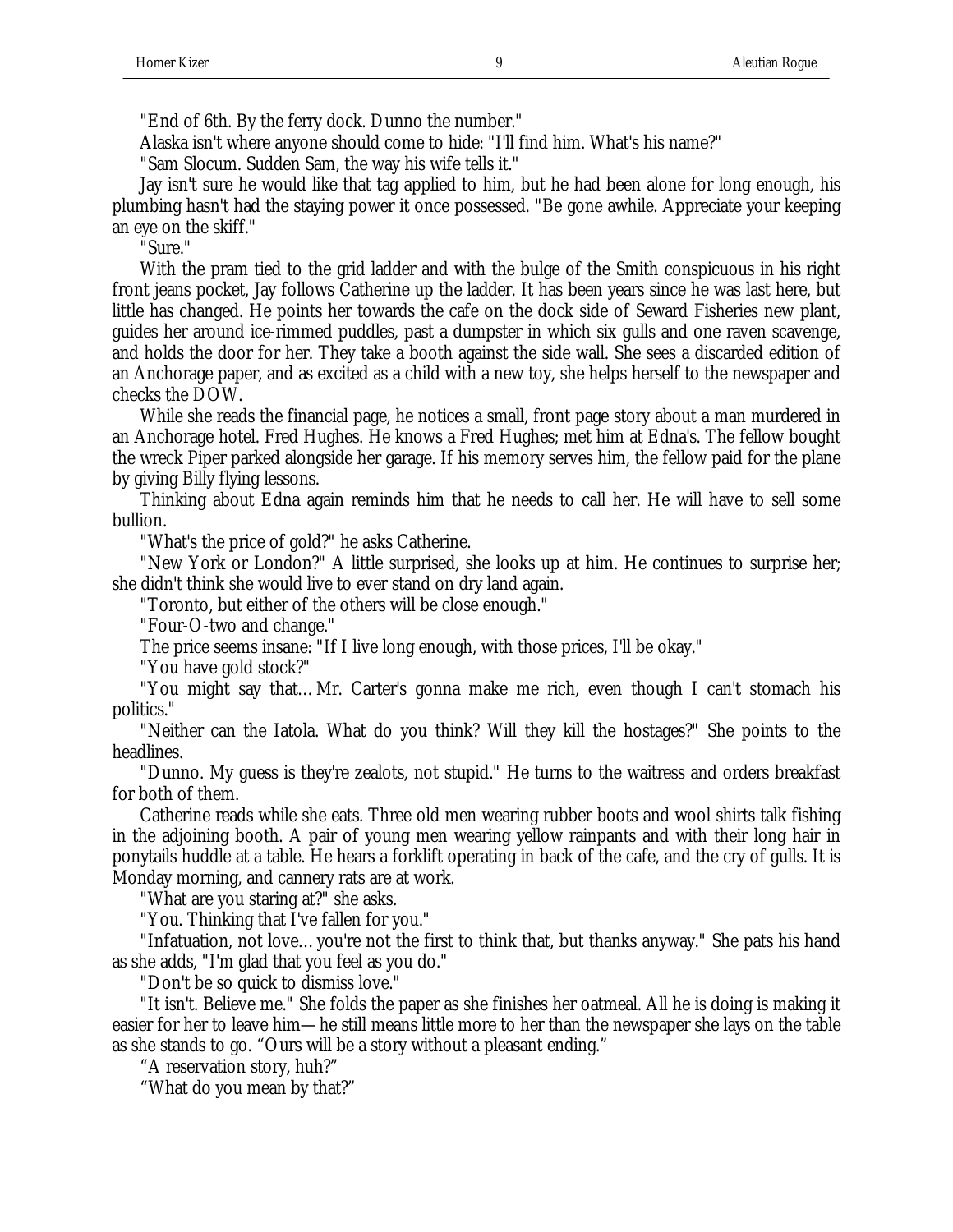"End of 6th. By the ferry dock. Dunno the number."

Alaska isn't where anyone should come to hide: "I'll find him. What's his name?"

"Sam Slocum. Sudden Sam, the way his wife tells it."

Jay isn't sure he would like that tag applied to him, but he had been alone for long enough, his plumbing hasn't had the staying power it once possessed. "Be gone awhile. Appreciate your keeping an eye on the skiff."

"Sure."

With the pram tied to the grid ladder and with the bulge of the Smith conspicuous in his right front jeans pocket, Jay follows Catherine up the ladder. It has been years since he was last here, but little has changed. He points her towards the cafe on the dock side of Seward Fisheries new plant, guides her around ice-rimmed puddles, past a dumpster in which six gulls and one raven scavenge, and holds the door for her. They take a booth against the side wall. She sees a discarded edition of an Anchorage paper, and as excited as a child with a new toy, she helps herself to the newspaper and checks the DOW.

While she reads the financial page, he notices a small, front page story about a man murdered in an Anchorage hotel. Fred Hughes. He knows a Fred Hughes; met him at Edna's. The fellow bought the wreck Piper parked alongside her garage. If his memory serves him, the fellow paid for the plane by giving Billy flying lessons.

Thinking about Edna again reminds him that he needs to call her. He will have to sell some bullion.

"What's the price of gold?" he asks Catherine.

"New York or London?" A little surprised, she looks up at him. He continues to surprise her; she didn't think she would live to ever stand on dry land again.

"Toronto, but either of the others will be close enough."

"Four-O-two and change."

The price seems insane: "If I live long enough, with those prices, I'll be okay."

"You have gold stock?"

"You might say that… Mr. Carter's gonna make me rich, even though I can't stomach his politics."

"Neither can the Iatola. What do you think? Will they kill the hostages?" She points to the headlines.

"Dunno. My guess is they're zealots, not stupid." He turns to the waitress and orders breakfast for both of them.

Catherine reads while she eats. Three old men wearing rubber boots and wool shirts talk fishing in the adjoining booth. A pair of young men wearing yellow rainpants and with their long hair in ponytails huddle at a table. He hears a forklift operating in back of the cafe, and the cry of gulls. It is Monday morning, and cannery rats are at work.

"What are you staring at?" she asks.

"You. Thinking that I've fallen for you."

"Infatuation, not love… you're not the first to think that, but thanks anyway." She pats his hand as she adds, "I'm glad that you feel as you do."

"Don't be so quick to dismiss love."

"It isn't. Believe me." She folds the paper as she finishes her oatmeal. All he is doing is making it easier for her to leave him—he still means little more to her than the newspaper she lays on the table as she stands to go. "Ours will be a story without a pleasant ending."

"A reservation story, huh?"

"What do you mean by that?"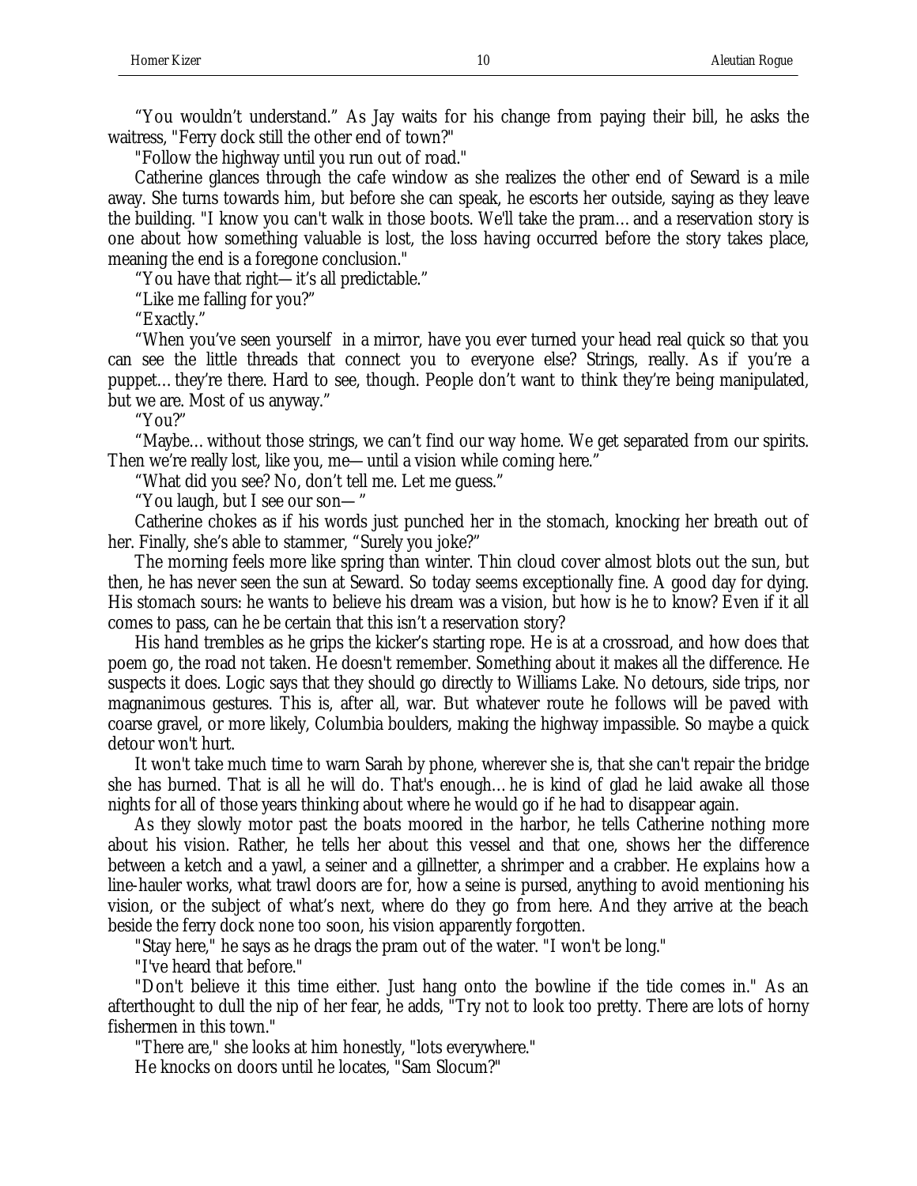"You wouldn't understand." As Jay waits for his change from paying their bill, he asks the waitress, "Ferry dock still the other end of town?"

"Follow the highway until you run out of road."

Catherine glances through the cafe window as she realizes the other end of Seward is a mile away. She turns towards him, but before she can speak, he escorts her outside, saying as they leave the building. "I know you can't walk in those boots. We'll take the pram… and a reservation story is one about how something valuable is lost, the loss having occurred before the story takes place, meaning the end is a foregone conclusion."

"You have that right— it's all predictable."

"Like me falling for you?"

"Exactly."

"When you've seen yourself in a mirror, have you ever turned your head real quick so that you can see the little threads that connect you to everyone else? Strings, really. As if you're a puppet… they're there. Hard to see, though. People don't want to think they're being manipulated, but we are. Most of us anyway."

"You?"

"Maybe… without those strings, we can't find our way home. We get separated from our spirits. Then we're really lost, like you, me— until a vision while coming here."

"What did you see? No, don't tell me. Let me guess."

"You laugh, but I see our son— "

Catherine chokes as if his words just punched her in the stomach, knocking her breath out of her. Finally, she's able to stammer, "Surely you joke?"

The morning feels more like spring than winter. Thin cloud cover almost blots out the sun, but then, he has never seen the sun at Seward. So today seems exceptionally fine. A good day for dying. His stomach sours: he wants to believe his dream was a vision, but how is he to know? Even if it all comes to pass, can he be certain that this isn't a reservation story?

His hand trembles as he grips the kicker's starting rope. He is at a crossroad, and how does that poem go, the road not taken. He doesn't remember. Something about it makes all the difference. He suspects it does. Logic says that they should go directly to Williams Lake. No detours, side trips, nor magnanimous gestures. This is, after all, war. But whatever route he follows will be paved with coarse gravel, or more likely, Columbia boulders, making the highway impassible. So maybe a quick detour won't hurt.

It won't take much time to warn Sarah by phone, wherever she is, that she can't repair the bridge she has burned. That is all he will do. That's enough… he is kind of glad he laid awake all those nights for all of those years thinking about where he would go if he had to disappear again.

As they slowly motor past the boats moored in the harbor, he tells Catherine nothing more about his vision. Rather, he tells her about this vessel and that one, shows her the difference between a ketch and a yawl, a seiner and a gillnetter, a shrimper and a crabber. He explains how a line-hauler works, what trawl doors are for, how a seine is pursed, anything to avoid mentioning his vision, or the subject of what's next, where do they go from here. And they arrive at the beach beside the ferry dock none too soon, his vision apparently forgotten.

"Stay here," he says as he drags the pram out of the water. "I won't be long."

"I've heard that before."

"Don't believe it this time either. Just hang onto the bowline if the tide comes in." As an afterthought to dull the nip of her fear, he adds, "Try not to look too pretty. There are lots of horny fishermen in this town."

"There are," she looks at him honestly, "lots everywhere."

He knocks on doors until he locates, "Sam Slocum?"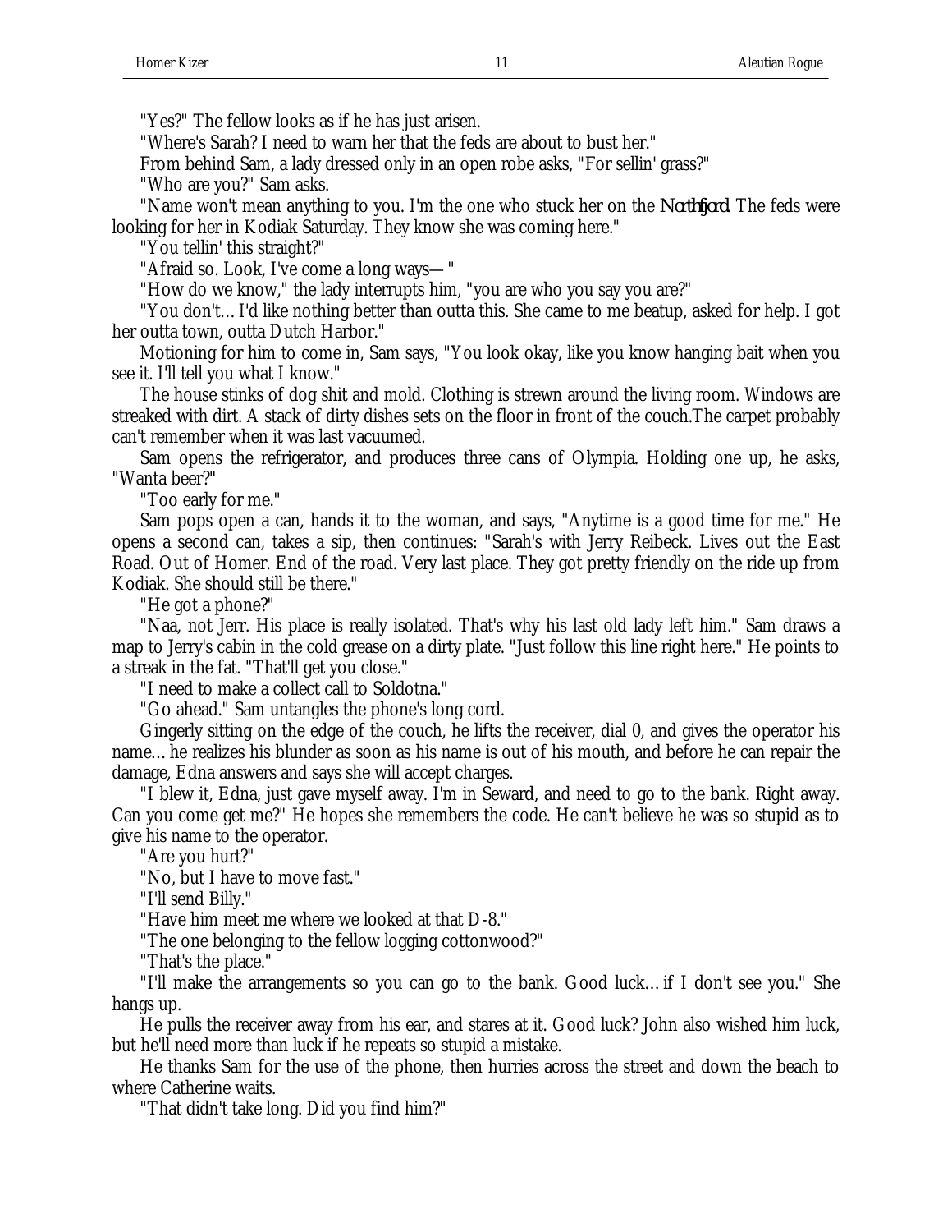"Yes?" The fellow looks as if he has just arisen.

"Where's Sarah? I need to warn her that the feds are about to bust her."

From behind Sam, a lady dressed only in an open robe asks, "For sellin' grass?"

"Who are you?" Sam asks.

"Name won't mean anything to you. I'm the one who stuck her on the *Northfjord*. The feds were looking for her in Kodiak Saturday. They know she was coming here."

"You tellin' this straight?"

"Afraid so. Look, I've come a long ways— "

"How do we know," the lady interrupts him, "you are who you say you are?"

"You don't… I'd like nothing better than outta this. She came to me beatup, asked for help. I got her outta town, outta Dutch Harbor."

Motioning for him to come in, Sam says, "You look okay, like you know hanging bait when you see it. I'll tell you what I know."

The house stinks of dog shit and mold. Clothing is strewn around the living room. Windows are streaked with dirt. A stack of dirty dishes sets on the floor in front of the couch.The carpet probably can't remember when it was last vacuumed.

Sam opens the refrigerator, and produces three cans of Olympia. Holding one up, he asks, "Wanta beer?"

"Too early for me."

Sam pops open a can, hands it to the woman, and says, "Anytime is a good time for me." He opens a second can, takes a sip, then continues: "Sarah's with Jerry Reibeck. Lives out the East Road. Out of Homer. End of the road. Very last place. They got pretty friendly on the ride up from Kodiak. She should still be there."

"He got a phone?"

"Naa, not Jerr. His place is really isolated. That's why his last old lady left him." Sam draws a map to Jerry's cabin in the cold grease on a dirty plate. "Just follow this line right here." He points to a streak in the fat. "That'll get you close."

"I need to make a collect call to Soldotna."

"Go ahead." Sam untangles the phone's long cord.

Gingerly sitting on the edge of the couch, he lifts the receiver, dial 0, and gives the operator his name… he realizes his blunder as soon as his name is out of his mouth, and before he can repair the damage, Edna answers and says she will accept charges.

"I blew it, Edna, just gave myself away. I'm in Seward, and need to go to the bank. Right away. Can you come get me?" He hopes she remembers the code. He can't believe he was so stupid as to give his name to the operator.

"Are you hurt?"

"No, but I have to move fast."

"I'll send Billy."

"Have him meet me where we looked at that D-8."

"The one belonging to the fellow logging cottonwood?"

"That's the place."

"I'll make the arrangements so you can go to the bank. Good luck… if I don't see you." She hangs up.

He pulls the receiver away from his ear, and stares at it. Good luck? John also wished him luck, but he'll need more than luck if he repeats so stupid a mistake.

He thanks Sam for the use of the phone, then hurries across the street and down the beach to where Catherine waits.

"That didn't take long. Did you find him?"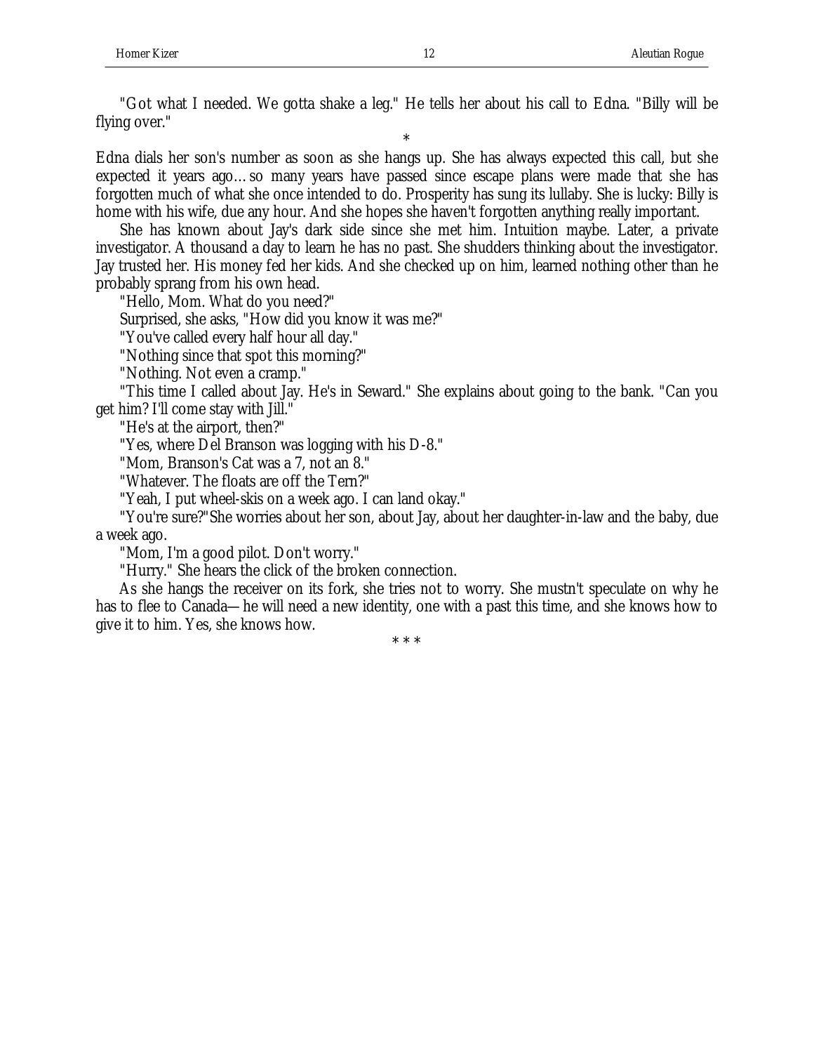"Got what I needed. We gotta shake a leg." He tells her about his call to Edna. "Billy will be flying over."

*

Edna dials her son's number as soon as she hangs up. She has always expected this call, but she expected it years ago…so many years have passed since escape plans were made that she has forgotten much of what she once intended to do. Prosperity has sung its lullaby. She is lucky: Billy is home with his wife, due any hour. And she hopes she haven't forgotten anything really important.

She has known about Jay's dark side since she met him. Intuition maybe. Later, a private investigator. A thousand a day to learn he has no past. She shudders thinking about the investigator. Jay trusted her. His money fed her kids. And she checked up on him, learned nothing other than he probably sprang from his own head.

"Hello, Mom. What do you need?"

Surprised, she asks, "How did you know it was me?"

"You've called every half hour all day."

"Nothing since that spot this morning?"

"Nothing. Not even a cramp."

"This time I called about Jay. He's in Seward." She explains about going to the bank. "Can you get him? I'll come stay with Jill."

"He's at the airport, then?"

"Yes, where Del Branson was logging with his D-8."

"Mom, Branson's Cat was a 7, not an 8."

"Whatever. The floats are off the Tern?"

"Yeah, I put wheel-skis on a week ago. I can land okay."

"You're sure?" She worries about her son, about Jay, about her daughter-in-law and the baby, due a week ago.

"Mom, I'm a good pilot. Don't worry."

"Hurry." She hears the click of the broken connection.

As she hangs the receiver on its fork, she tries not to worry. She mustn't speculate on why he has to flee to Canada—he will need a new identity, one with a past this time, and she knows how to give it to him. Yes, she knows how.

* * *